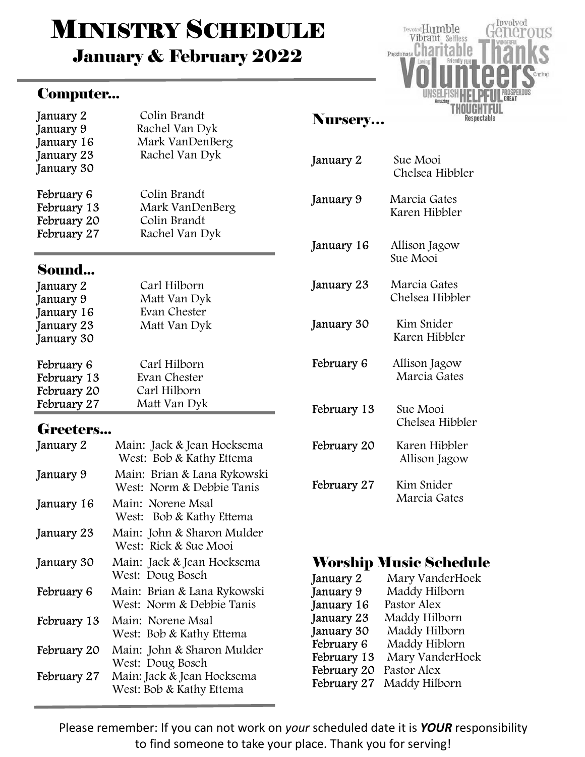# Ministry Schedule

## January & February 2022

### Computer...

| Date | Volunteer |
|---|---|
| January 2 | Colin Brandt |
| January 9 | Rachel Van Dyk |
| January 16 | Mark VanDenBerg |
| January 23 | Rachel Van Dyk |
| January 30 | |
| February 6 | Colin Brandt |
| February 13 | Mark VanDenBerg |
| February 20 | Colin Brandt |
| February 27 | Rachel Van Dyk |

### Sound...

| Date | Volunteer |
|---|---|
| January 2 | Carl Hilborn |
| January 9 | Matt Van Dyk |
| January 16 | Evan Chester |
| January 23 | Matt Van Dyk |
| January 30 | |
| February 6 | Carl Hilborn |
| February 13 | Evan Chester |
| February 20 | Carl Hilborn |
| February 27 | Matt Van Dyk |

### Greeters...

| Date | Greeters |
|---|---|
| January 2 | Main: Jack & Jean Hoeksema<br>West: Bob & Kathy Ettema |
| January 9 | Main: Brian & Lana Rykowski<br>West: Norm & Debbie Tanis |
| January 16 | Main: Norene Msal<br>West: Bob & Kathy Ettema |
| January 23 | Main: John & Sharon Mulder<br>West: Rick & Sue Mooi |
| January 30 | Main: Jack & Jean Hoeksema<br>West: Doug Bosch |
| February 6 | Main: Brian & Lana Rykowski<br>West: Norm & Debbie Tanis |
| February 13 | Main: Norene Msal<br>West: Bob & Kathy Ettema |
| February 20 | Main: John & Sharon Mulder<br>West: Doug Bosch |
| February 27 | Main: Jack & Jean Hoeksema<br>West: Bob & Kathy Ettema |

### Nursery...

| Date | Volunteers |
|---|---|
| January 2 | Sue Mooi<br>Chelsea Hibbler |
| January 9 | Marcia Gates<br>Karen Hibbler |
| January 16 | Allison Jagow<br>Sue Mooi |
| January 23 | Marcia Gates<br>Chelsea Hibbler |
| January 30 | Kim Snider<br>Karen Hibbler |
| February 6 | Allison Jagow<br>Marcia Gates |
| February 13 | Sue Mooi<br>Chelsea Hibbler |
| February 20 | Karen Hibbler<br>Allison Jagow |
| February 27 | Kim Snider<br>Marcia Gates |

### Worship Music Schedule

| Date | Volunteer |
|---|---|
| January 2 | Mary VanderHoek |
| January 9 | Maddy Hilborn |
| January 16 | Pastor Alex |
| January 23 | Maddy Hilborn |
| January 30 | Maddy Hilborn |
| February 6 | Maddy Hiblorn |
| February 13 | Mary VanderHoek |
| February 20 | Pastor Alex |
| February 27 | Maddy Hilborn |

Please remember: If you can not work on *your* scheduled date it is ***YOUR*** responsibility to find someone to take your place. Thank you for serving!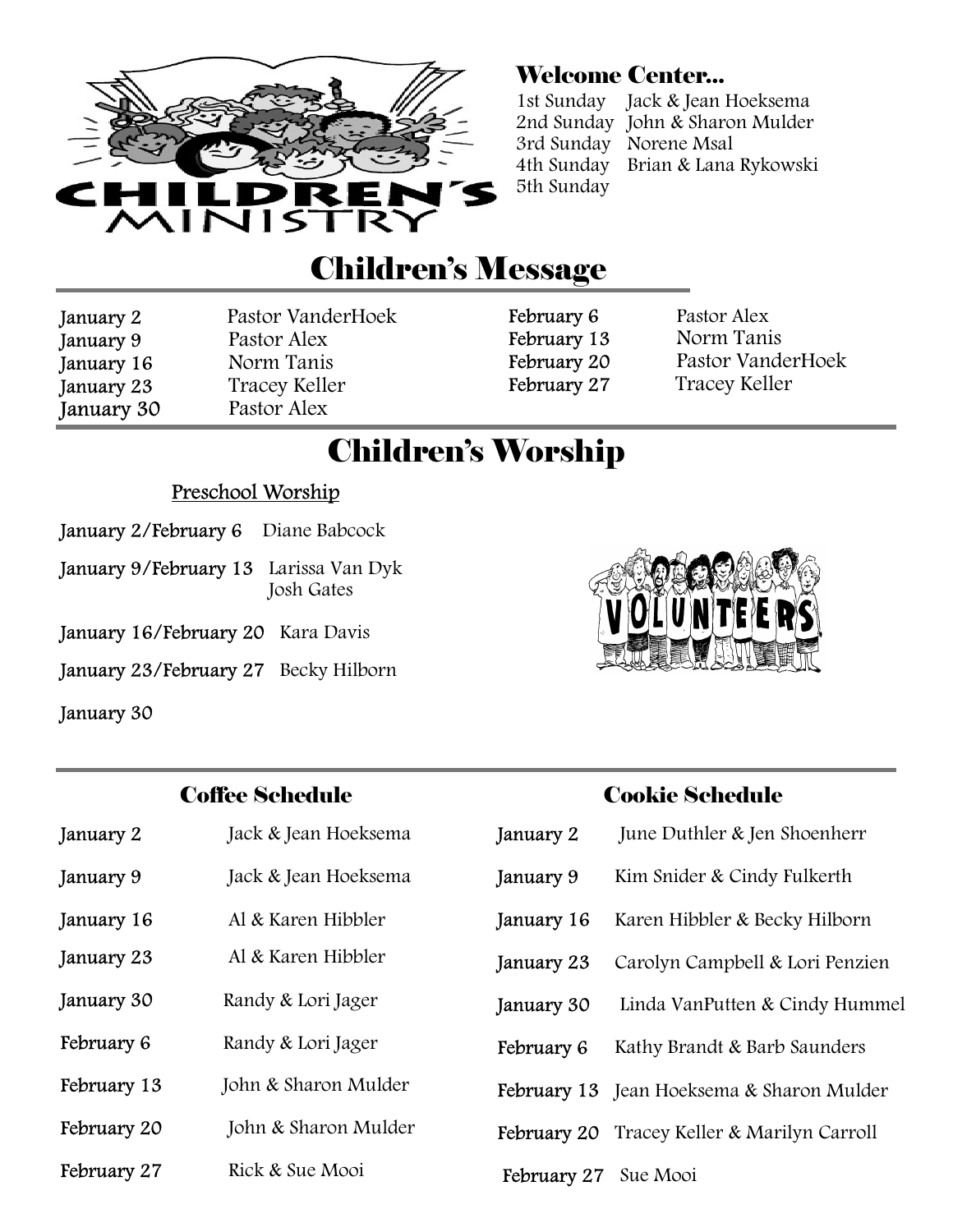## Welcome Center...

| | |
|---|---|
| 1st Sunday | Jack & Jean Hoeksema |
| 2nd Sunday | John & Sharon Mulder |
| 3rd Sunday | Norene Msal |
| 4th Sunday | Brian & Lana Rykowski |
| 5th Sunday | |

# Children's Message

| | |
|---|---|
| January 2 | Pastor VanderHoek |
| January 9 | Pastor Alex |
| January 16 | Norm Tanis |
| January 23 | Tracey Keller |
| January 30 | Pastor Alex |
| February 6 | Pastor Alex |
| February 13 | Norm Tanis |
| February 20 | Pastor VanderHoek |
| February 27 | Tracey Keller |

# Children's Worship

### Preschool Worship

| | |
|---|---|
| January 2/February 6 | Diane Babcock |
| January 9/February 13 | Larissa Van Dyk<br>Josh Gates |
| January 16/February 20 | Kara Davis |
| January 23/February 27 | Becky Hilborn |
| January 30 | |

## Coffee Schedule

| | |
|---|---|
| January 2 | Jack & Jean Hoeksema |
| January 9 | Jack & Jean Hoeksema |
| January 16 | Al & Karen Hibbler |
| January 23 | Al & Karen Hibbler |
| January 30 | Randy & Lori Jager |
| February 6 | Randy & Lori Jager |
| February 13 | John & Sharon Mulder |
| February 20 | John & Sharon Mulder |
| February 27 | Rick & Sue Mooi |

## Cookie Schedule

| | |
|---|---|
| January 2 | June Duthler & Jen Shoenherr |
| January 9 | Kim Snider & Cindy Fulkerth |
| January 16 | Karen Hibbler & Becky Hilborn |
| January 23 | Carolyn Campbell & Lori Penzien |
| January 30 | Linda VanPutten & Cindy Hummel |
| February 6 | Kathy Brandt & Barb Saunders |
| February 13 | Jean Hoeksema & Sharon Mulder |
| February 20 | Tracey Keller & Marilyn Carroll |
| February 27 | Sue Mooi |